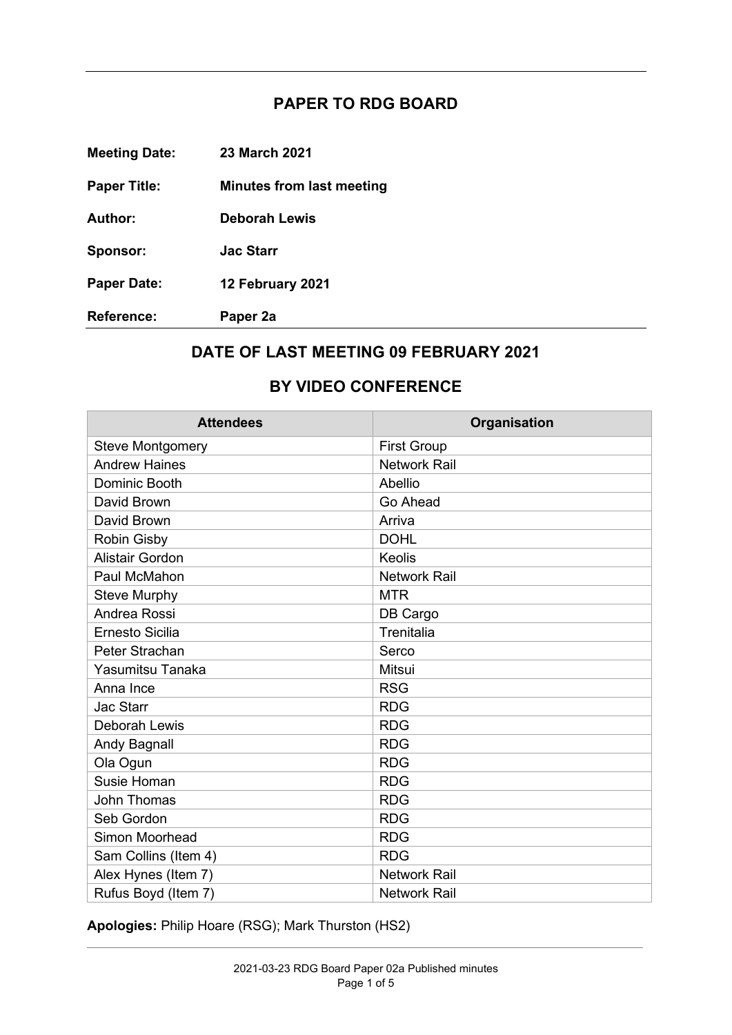# PAPER TO RDG BOARD

**Meeting Date:** **23 March 2021**

**Paper Title:** **Minutes from last meeting**

**Author:** **Deborah Lewis**

**Sponsor:** **Jac Starr**

**Paper Date:** **12 February 2021**

**Reference:** **Paper 2a**

## DATE OF LAST MEETING 09 FEBRUARY 2021

## BY VIDEO CONFERENCE

| Attendees | Organisation |
|---|---|
| Steve Montgomery | First Group |
| Andrew Haines | Network Rail |
| Dominic Booth | Abellio |
| David Brown | Go Ahead |
| David Brown | Arriva |
| Robin Gisby | DOHL |
| Alistair Gordon | Keolis |
| Paul McMahon | Network Rail |
| Steve Murphy | MTR |
| Andrea Rossi | DB Cargo |
| Ernesto Sicilia | Trenitalia |
| Peter Strachan | Serco |
| Yasumitsu Tanaka | Mitsui |
| Anna Ince | RSG |
| Jac Starr | RDG |
| Deborah Lewis | RDG |
| Andy Bagnall | RDG |
| Ola Ogun | RDG |
| Susie Homan | RDG |
| John Thomas | RDG |
| Seb Gordon | RDG |
| Simon Moorhead | RDG |
| Sam Collins (Item 4) | RDG |
| Alex Hynes (Item 7) | Network Rail |
| Rufus Boyd (Item 7) | Network Rail |

**Apologies:** Philip Hoare (RSG); Mark Thurston (HS2)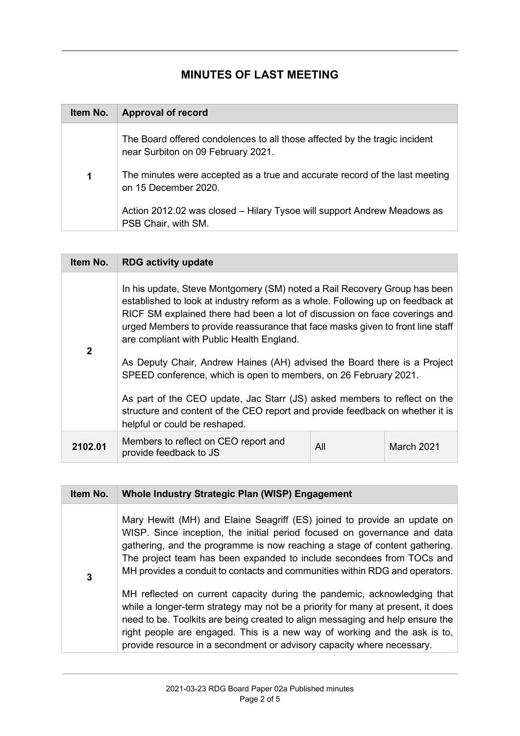## MINUTES OF LAST MEETING

| Item No. | Approval of record | | |
|---|---|---|---|
| 1 | The Board offered condolences to all those affected by the tragic incident near Surbiton on 09 February 2021.<br><br>The minutes were accepted as a true and accurate record of the last meeting on 15 December 2020.<br><br>Action 2012.02 was closed – Hilary Tysoe will support Andrew Meadows as PSB Chair, with SM. | | |

| Item No. | RDG activity update | | |
|---|---|---|---|
| 2 | In his update, Steve Montgomery (SM) noted a Rail Recovery Group has been established to look at industry reform as a whole. Following up on feedback at RICF SM explained there had been a lot of discussion on face coverings and urged Members to provide reassurance that face masks given to front line staff are compliant with Public Health England.<br><br>As Deputy Chair, Andrew Haines (AH) advised the Board there is a Project SPEED conference, which is open to members, on 26 February 2021.<br><br>As part of the CEO update, Jac Starr (JS) asked members to reflect on the structure and content of the CEO report and provide feedback on whether it is helpful or could be reshaped. | | |
| 2102.01 | Members to reflect on CEO report and provide feedback to JS | All | March 2021 |

| Item No. | Whole Industry Strategic Plan (WISP) Engagement |
|---|---|
| 3 | Mary Hewitt (MH) and Elaine Seagriff (ES) joined to provide an update on WISP. Since inception, the initial period focused on governance and data gathering, and the programme is now reaching a stage of content gathering. The project team has been expanded to include secondees from TOCs and MH provides a conduit to contacts and communities within RDG and operators.<br><br>MH reflected on current capacity during the pandemic, acknowledging that while a longer-term strategy may not be a priority for many at present, it does need to be. Toolkits are being created to align messaging and help ensure the right people are engaged. This is a new way of working and the ask is to, provide resource in a secondment or advisory capacity where necessary. |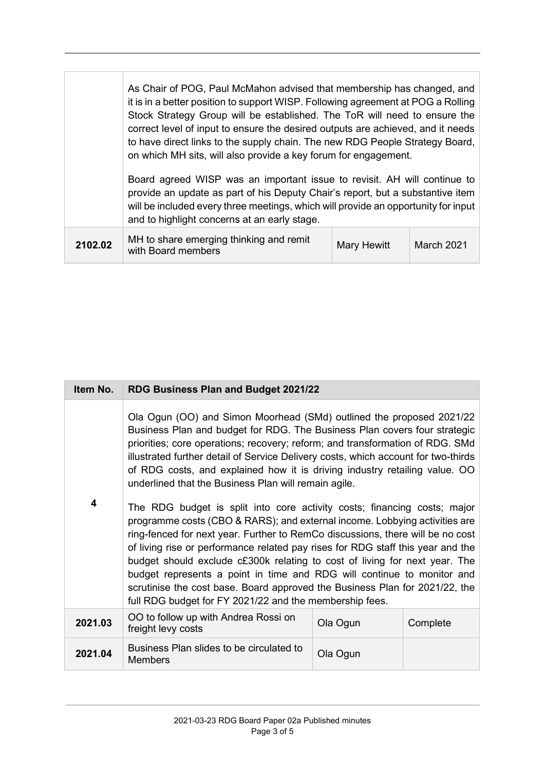| | | | |
|---|---|---|---|
| | As Chair of POG, Paul McMahon advised that membership has changed, and it is in a better position to support WISP. Following agreement at POG a Rolling Stock Strategy Group will be established. The ToR will need to ensure the correct level of input to ensure the desired outputs are achieved, and it needs to have direct links to the supply chain. The new RDG People Strategy Board, on which MH sits, will also provide a key forum for engagement.<br><br>Board agreed WISP was an important issue to revisit. AH will continue to provide an update as part of his Deputy Chair's report, but a substantive item will be included every three meetings, which will provide an opportunity for input and to highlight concerns at an early stage. | | |
| **2102.02** | MH to share emerging thinking and remit with Board members | Mary Hewitt | March 2021 |

| Item No. | RDG Business Plan and Budget 2021/22 | | |
|---|---|---|---|
| **4** | Ola Ogun (OO) and Simon Moorhead (SMd) outlined the proposed 2021/22 Business Plan and budget for RDG. The Business Plan covers four strategic priorities; core operations; recovery; reform; and transformation of RDG. SMd illustrated further detail of Service Delivery costs, which account for two-thirds of RDG costs, and explained how it is driving industry retailing value. OO underlined that the Business Plan will remain agile.<br><br>The RDG budget is split into core activity costs; financing costs; major programme costs (CBO & RARS); and external income. Lobbying activities are ring-fenced for next year. Further to RemCo discussions, there will be no cost of living rise or performance related pay rises for RDG staff this year and the budget should exclude c£300k relating to cost of living for next year. The budget represents a point in time and RDG will continue to monitor and scrutinise the cost base. Board approved the Business Plan for 2021/22, the full RDG budget for FY 2021/22 and the membership fees. | | |
| **2021.03** | OO to follow up with Andrea Rossi on freight levy costs | Ola Ogun | Complete |
| **2021.04** | Business Plan slides to be circulated to Members | Ola Ogun | |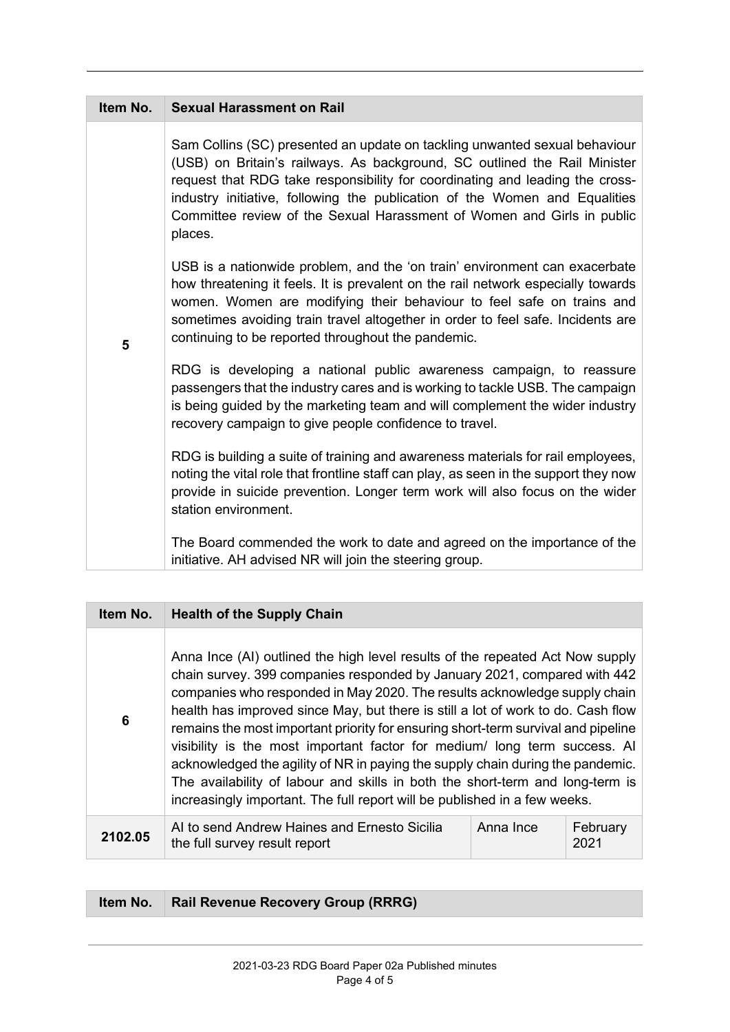| Item No. | Sexual Harassment on Rail |
|---|---|
| 5 | Sam Collins (SC) presented an update on tackling unwanted sexual behaviour (USB) on Britain's railways. As background, SC outlined the Rail Minister request that RDG take responsibility for coordinating and leading the cross-industry initiative, following the publication of the Women and Equalities Committee review of the Sexual Harassment of Women and Girls in public places.<br><br>USB is a nationwide problem, and the 'on train' environment can exacerbate how threatening it feels. It is prevalent on the rail network especially towards women. Women are modifying their behaviour to feel safe on trains and sometimes avoiding train travel altogether in order to feel safe. Incidents are continuing to be reported throughout the pandemic.<br><br>RDG is developing a national public awareness campaign, to reassure passengers that the industry cares and is working to tackle USB. The campaign is being guided by the marketing team and will complement the wider industry recovery campaign to give people confidence to travel.<br><br>RDG is building a suite of training and awareness materials for rail employees, noting the vital role that frontline staff can play, as seen in the support they now provide in suicide prevention. Longer term work will also focus on the wider station environment.<br><br>The Board commended the work to date and agreed on the importance of the initiative. AH advised NR will join the steering group. |

| Item No. | Health of the Supply Chain | | |
|---|---|---|---|
| 6 | Anna Ince (AI) outlined the high level results of the repeated Act Now supply chain survey. 399 companies responded by January 2021, compared with 442 companies who responded in May 2020. The results acknowledge supply chain health has improved since May, but there is still a lot of work to do. Cash flow remains the most important priority for ensuring short-term survival and pipeline visibility is the most important factor for medium/ long term success. AI acknowledged the agility of NR in paying the supply chain during the pandemic. The availability of labour and skills in both the short-term and long-term is increasingly important. The full report will be published in a few weeks. | | |
| 2102.05 | AI to send Andrew Haines and Ernesto Sicilia the full survey result report | Anna Ince | February 2021 |

| Item No. | Rail Revenue Recovery Group (RRRG) |
|---|---|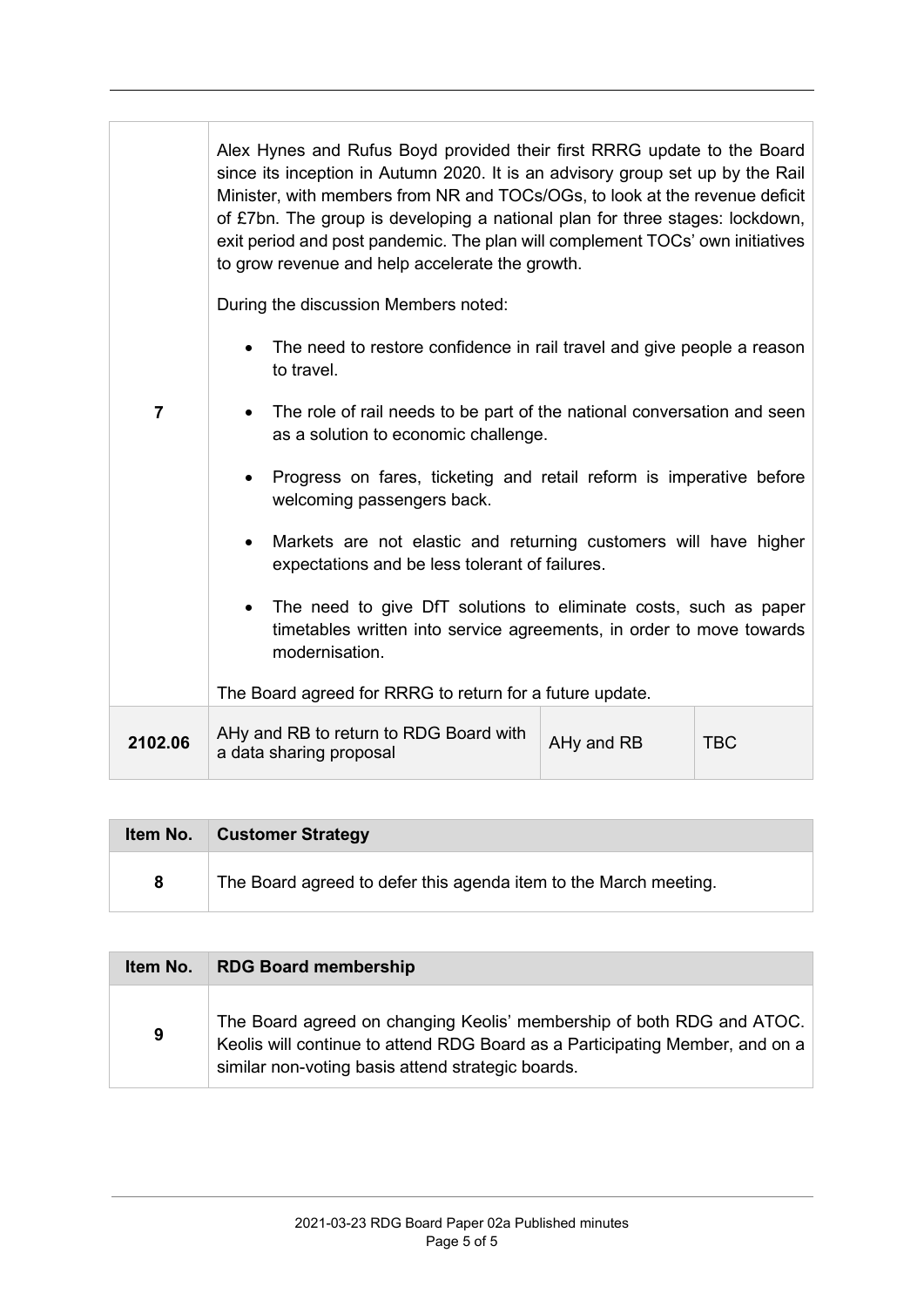| | | | |
|---|---|---|---|
| 7 | Alex Hynes and Rufus Boyd provided their first RRRG update to the Board since its inception in Autumn 2020. It is an advisory group set up by the Rail Minister, with members from NR and TOCs/OGs, to look at the revenue deficit of £7bn. The group is developing a national plan for three stages: lockdown, exit period and post pandemic. The plan will complement TOCs' own initiatives to grow revenue and help accelerate the growth.<br><br>During the discussion Members noted:<br><br>• The need to restore confidence in rail travel and give people a reason to travel.<br>• The role of rail needs to be part of the national conversation and seen as a solution to economic challenge.<br>• Progress on fares, ticketing and retail reform is imperative before welcoming passengers back.<br>• Markets are not elastic and returning customers will have higher expectations and be less tolerant of failures.<br>• The need to give DfT solutions to eliminate costs, such as paper timetables written into service agreements, in order to move towards modernisation.<br><br>The Board agreed for RRRG to return for a future update. | | |
| 2102.06 | AHy and RB to return to RDG Board with a data sharing proposal | AHy and RB | TBC |

| Item No. | Customer Strategy |
|---|---|
| 8 | The Board agreed to defer this agenda item to the March meeting. |

| Item No. | RDG Board membership |
|---|---|
| 9 | The Board agreed on changing Keolis' membership of both RDG and ATOC. Keolis will continue to attend RDG Board as a Participating Member, and on a similar non-voting basis attend strategic boards. |

2021-03-23 RDG Board Paper 02a Published minutes